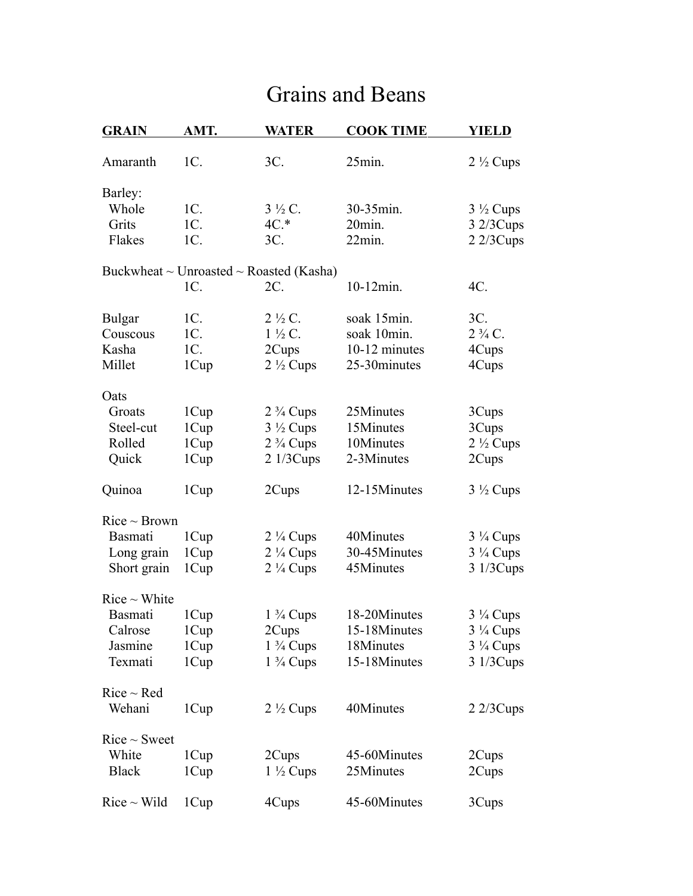# Grains and Beans

| GRAIN | AMT. | WATER | COOK TIME | YIELD |
|---|---|---|---|---|
| Amaranth | 1C. | 3C. | 25min. | 2 ½ Cups |
| Barley: | | | | |
| Whole | 1C. | 3 ½ C. | 30-35min. | 3 ½ Cups |
| Grits | 1C. | 4C.* | 20min. | 3 2/3Cups |
| Flakes | 1C. | 3C. | 22min. | 2 2/3Cups |
| Buckwheat ~ Unroasted ~ Roasted (Kasha) | | | | |
| | 1C. | 2C. | 10-12min. | 4C. |
| Bulgar | 1C. | 2 ½ C. | soak 15min. | 3C. |
| Couscous | 1C. | 1 ½ C. | soak 10min. | 2 ¾ C. |
| Kasha | 1C. | 2Cups | 10-12 minutes | 4Cups |
| Millet | 1Cup | 2 ½ Cups | 25-30minutes | 4Cups |
| Oats | | | | |
| Groats | 1Cup | 2 ¾ Cups | 25Minutes | 3Cups |
| Steel-cut | 1Cup | 3 ½ Cups | 15Minutes | 3Cups |
| Rolled | 1Cup | 2 ¾ Cups | 10Minutes | 2 ½ Cups |
| Quick | 1Cup | 2 1/3Cups | 2-3Minutes | 2Cups |
| Quinoa | 1Cup | 2Cups | 12-15Minutes | 3 ½ Cups |
| Rice ~ Brown | | | | |
| Basmati | 1Cup | 2 ¼ Cups | 40Minutes | 3 ¼ Cups |
| Long grain | 1Cup | 2 ¼ Cups | 30-45Minutes | 3 ¼ Cups |
| Short grain | 1Cup | 2 ¼ Cups | 45Minutes | 3 1/3Cups |
| Rice ~ White | | | | |
| Basmati | 1Cup | 1 ¾ Cups | 18-20Minutes | 3 ¼ Cups |
| Calrose | 1Cup | 2Cups | 15-18Minutes | 3 ¼ Cups |
| Jasmine | 1Cup | 1 ¾ Cups | 18Minutes | 3 ¼ Cups |
| Texmati | 1Cup | 1 ¾ Cups | 15-18Minutes | 3 1/3Cups |
| Rice ~ Red | | | | |
| Wehani | 1Cup | 2 ½ Cups | 40Minutes | 2 2/3Cups |
| Rice ~ Sweet | | | | |
| White | 1Cup | 2Cups | 45-60Minutes | 2Cups |
| Black | 1Cup | 1 ½ Cups | 25Minutes | 2Cups |
| Rice ~ Wild | 1Cup | 4Cups | 45-60Minutes | 3Cups |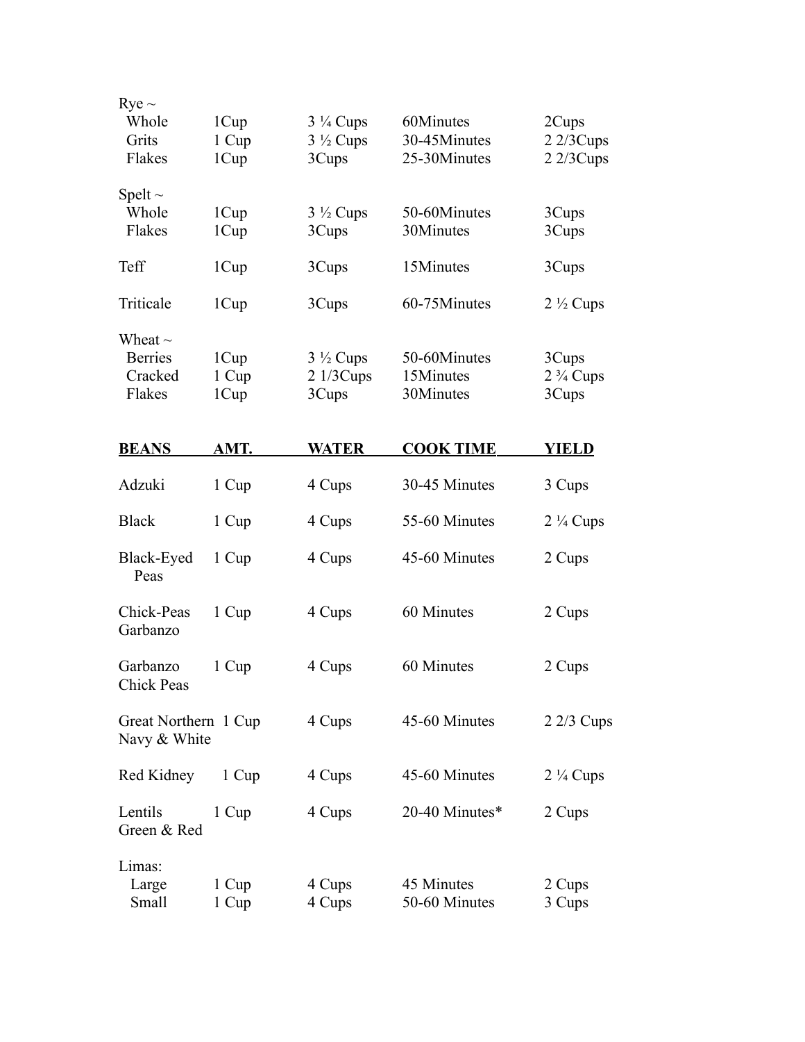| | | | | |
|---|---|---|---|---|
| Rye ~ | | | | |
| Whole | 1Cup | 3 ¼ Cups | 60Minutes | 2Cups |
| Grits | 1 Cup | 3 ½ Cups | 30-45Minutes | 2 2/3Cups |
| Flakes | 1Cup | 3Cups | 25-30Minutes | 2 2/3Cups |
| Spelt ~ | | | | |
| Whole | 1Cup | 3 ½ Cups | 50-60Minutes | 3Cups |
| Flakes | 1Cup | 3Cups | 30Minutes | 3Cups |
| Teff | 1Cup | 3Cups | 15Minutes | 3Cups |
| Triticale | 1Cup | 3Cups | 60-75Minutes | 2 ½ Cups |
| Wheat ~ | | | | |
| Berries | 1Cup | 3 ½ Cups | 50-60Minutes | 3Cups |
| Cracked | 1 Cup | 2 1/3Cups | 15Minutes | 2 ¾ Cups |
| Flakes | 1Cup | 3Cups | 30Minutes | 3Cups |

| **BEANS** | **AMT.** | **WATER** | **COOK TIME** | **YIELD** |
|---|---|---|---|---|
| Adzuki | 1 Cup | 4 Cups | 30-45 Minutes | 3 Cups |
| Black | 1 Cup | 4 Cups | 55-60 Minutes | 2 ¼ Cups |
| Black-Eyed Peas | 1 Cup | 4 Cups | 45-60 Minutes | 2 Cups |
| Chick-Peas Garbanzo | 1 Cup | 4 Cups | 60 Minutes | 2 Cups |
| Garbanzo Chick Peas | 1 Cup | 4 Cups | 60 Minutes | 2 Cups |
| Great Northern Navy & White | 1 Cup | 4 Cups | 45-60 Minutes | 2 2/3 Cups |
| Red Kidney | 1 Cup | 4 Cups | 45-60 Minutes | 2 ¼ Cups |
| Lentils Green & Red | 1 Cup | 4 Cups | 20-40 Minutes* | 2 Cups |
| Limas: | | | | |
| Large | 1 Cup | 4 Cups | 45 Minutes | 2 Cups |
| Small | 1 Cup | 4 Cups | 50-60 Minutes | 3 Cups |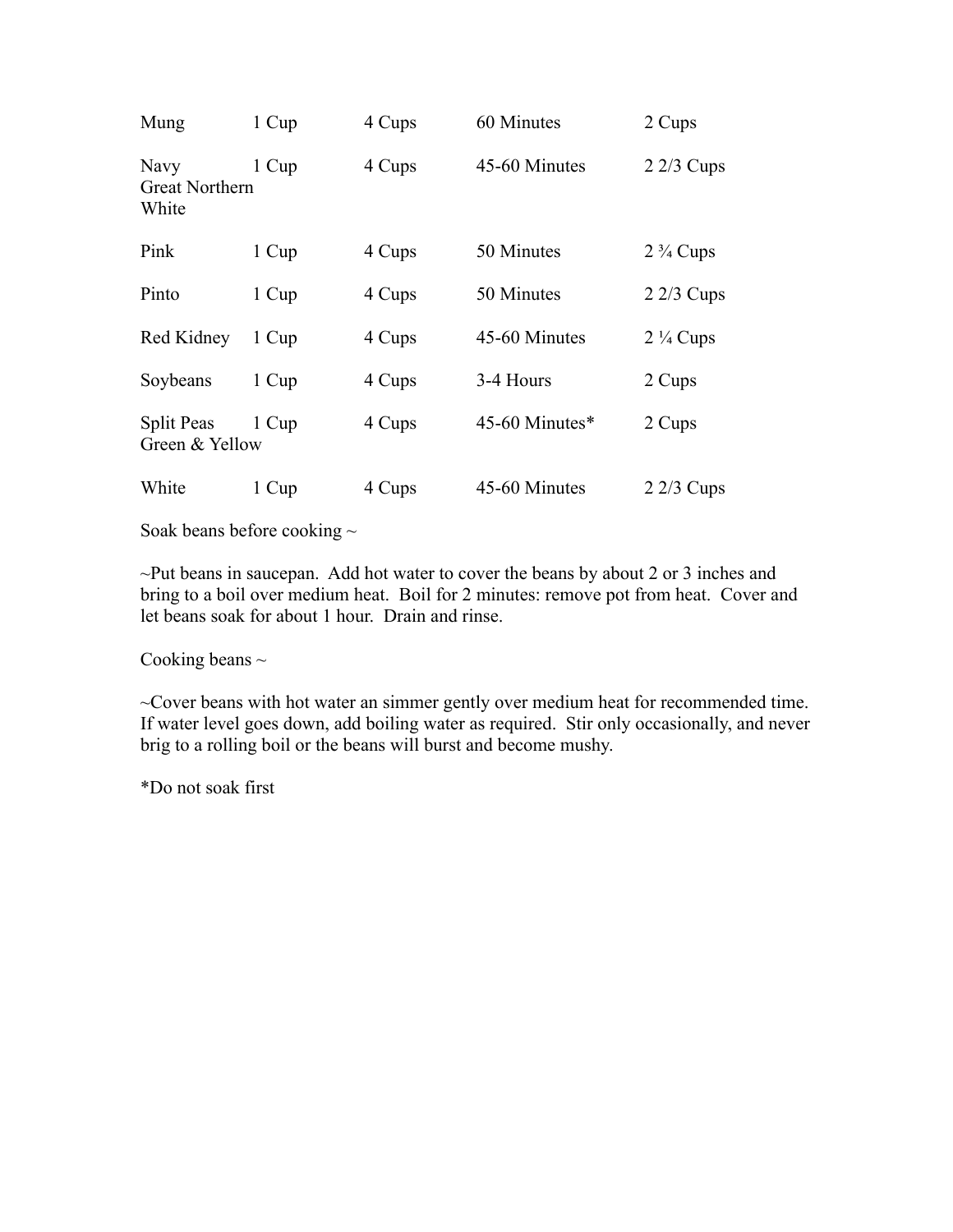| | | | | |
|---|---|---|---|---|
| Mung | 1 Cup | 4 Cups | 60 Minutes | 2 Cups |
| Navy<br>Great Northern<br>White | 1 Cup | 4 Cups | 45-60 Minutes | 2 2/3 Cups |
| Pink | 1 Cup | 4 Cups | 50 Minutes | 2 ¾ Cups |
| Pinto | 1 Cup | 4 Cups | 50 Minutes | 2 2/3 Cups |
| Red Kidney | 1 Cup | 4 Cups | 45-60 Minutes | 2 ¼ Cups |
| Soybeans | 1 Cup | 4 Cups | 3-4 Hours | 2 Cups |
| Split Peas<br>Green & Yellow | 1 Cup | 4 Cups | 45-60 Minutes* | 2 Cups |
| White | 1 Cup | 4 Cups | 45-60 Minutes | 2 2/3 Cups |

Soak beans before cooking ~

~Put beans in saucepan. Add hot water to cover the beans by about 2 or 3 inches and bring to a boil over medium heat. Boil for 2 minutes: remove pot from heat. Cover and let beans soak for about 1 hour. Drain and rinse.

Cooking beans ~

~Cover beans with hot water an simmer gently over medium heat for recommended time. If water level goes down, add boiling water as required. Stir only occasionally, and never brig to a rolling boil or the beans will burst and become mushy.

*Do not soak first